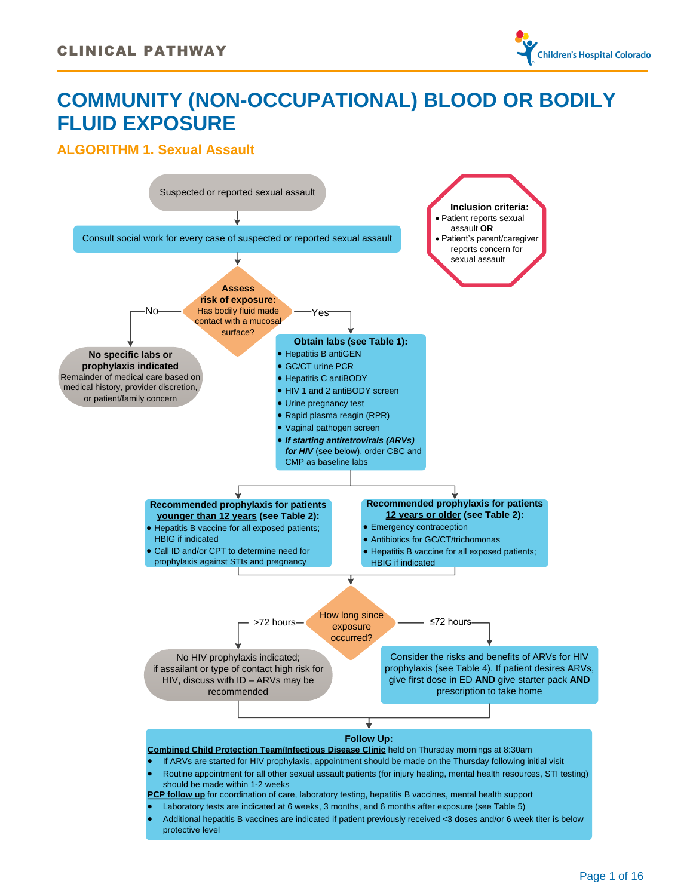CLINICAL PATHWAY

# COMMUNITY (NON-OCCUPATIONAL) BLOOD OR BODILY FLUID EXPOSURE

## ALGORITHM 1. Sexual Assault

**Inclusion criteria:**
- Patient reports sexual assault **OR**
- Patient's parent/caregiver reports concern for sexual assault

Suspected or reported sexual assault

Consult social work for every case of suspected or reported sexual assault

**Assess risk of exposure:** Has bodily fluid made contact with a mucosal surface?

**No →**

**No specific labs or prophylaxis indicated**
Remainder of medical care based on medical history, provider discretion, or patient/family concern

**Yes →**

**Obtain labs (see Table 1):**
- Hepatitis B antiGEN
- GC/CT urine PCR
- Hepatitis C antiBODY
- HIV 1 and 2 antiBODY screen
- Urine pregnancy test
- Rapid plasma reagin (RPR)
- Vaginal pathogen screen
- ***If starting antiretrovirals (ARVs) for HIV*** (see below), order CBC and CMP as baseline labs

**Recommended prophylaxis for patients <u>younger than 12 years</u> (see Table 2):**
- Hepatitis B vaccine for all exposed patients; HBIG if indicated
- Call ID and/or CPT to determine need for prophylaxis against STIs and pregnancy

**Recommended prophylaxis for patients <u>12 years or older</u> (see Table 2):**
- Emergency contraception
- Antibiotics for GC/CT/trichomonas
- Hepatitis B vaccine for all exposed patients; HBIG if indicated

**How long since exposure occurred?**

**>72 hours →**
No HIV prophylaxis indicated; if assailant or type of contact high risk for HIV, discuss with ID – ARVs may be recommended

**≤72 hours →**
Consider the risks and benefits of ARVs for HIV prophylaxis (see Table 4). If patient desires ARVs, give first dose in ED **AND** give starter pack **AND** prescription to take home

**Follow Up:**

**<u>Combined Child Protection Team/Infectious Disease Clinic</u>** held on Thursday mornings at 8:30am
- If ARVs are started for HIV prophylaxis, appointment should be made on the Thursday following initial visit
- Routine appointment for all other sexual assault patients (for injury healing, mental health resources, STI testing) should be made within 1-2 weeks

**<u>PCP follow up</u>** for coordination of care, laboratory testing, hepatitis B vaccines, mental health support
- Laboratory tests are indicated at 6 weeks, 3 months, and 6 months after exposure (see Table 5)
- Additional hepatitis B vaccines are indicated if patient previously received <3 doses and/or 6 week titer is below protective level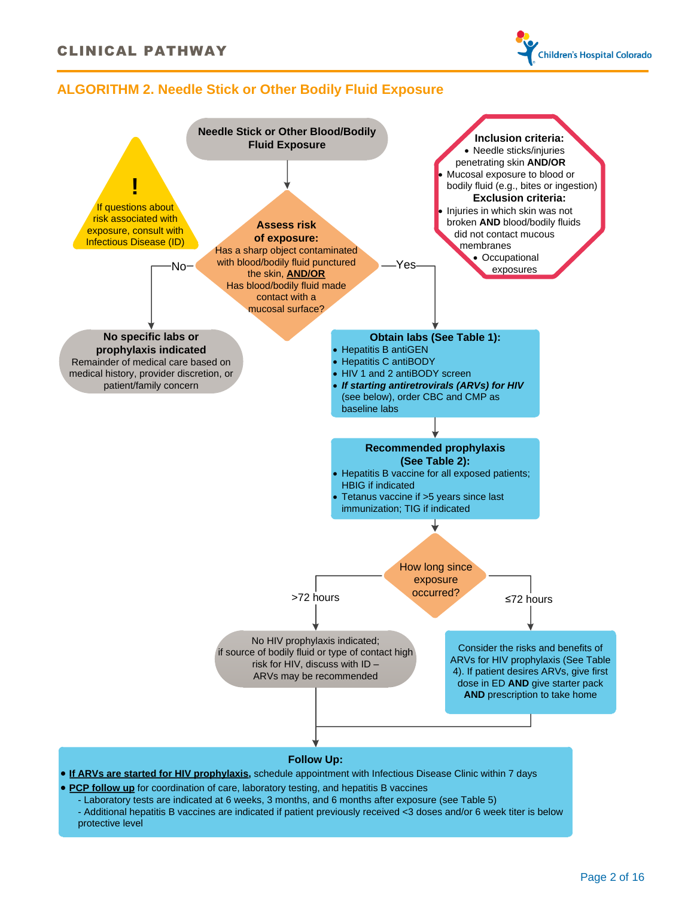## ALGORITHM 2. Needle Stick or Other Bodily Fluid Exposure

**Needle Stick or Other Blood/Bodily Fluid Exposure**

**!** If questions about risk associated with exposure, consult with Infectious Disease (ID)

**Inclusion criteria:**

- Needle sticks/injuries penetrating skin **AND/OR**
- Mucosal exposure to blood or bodily fluid (e.g., bites or ingestion)

**Exclusion criteria:**

- Injuries in which skin was not broken **AND** blood/bodily fluids did not contact mucous membranes
- Occupational exposures

**Assess risk of exposure:**
Has a sharp object contaminated with blood/bodily fluid punctured the skin, **AND/OR**
Has blood/bodily fluid made contact with a mucosal surface?

**No →** **No specific labs or prophylaxis indicated**
Remainder of medical care based on medical history, provider discretion, or patient/family concern

**Yes →**

**Obtain labs (See Table 1):**

- Hepatitis B antiGEN
- Hepatitis C antiBODY
- HIV 1 and 2 antiBODY screen
- ***If starting antiretrovirals (ARVs) for HIV*** (see below), order CBC and CMP as baseline labs

↓

**Recommended prophylaxis (See Table 2):**

- Hepatitis B vaccine for all exposed patients; HBIG if indicated
- Tetanus vaccine if >5 years since last immunization; TIG if indicated

↓

**How long since exposure occurred?**

**>72 hours →** No HIV prophylaxis indicated; if source of bodily fluid or type of contact high risk for HIV, discuss with ID – ARVs may be recommended

**≤72 hours →** Consider the risks and benefits of ARVs for HIV prophylaxis (See Table 4). If patient desires ARVs, give first dose in ED **AND** give starter pack **AND** prescription to take home

↓

**Follow Up:**

- **If ARVs are started for HIV prophylaxis**, schedule appointment with Infectious Disease Clinic within 7 days
- **PCP follow up** for coordination of care, laboratory testing, and hepatitis B vaccines
  - Laboratory tests are indicated at 6 weeks, 3 months, and 6 months after exposure (see Table 5)
  - Additional hepatitis B vaccines are indicated if patient previously received <3 doses and/or 6 week titer is below protective level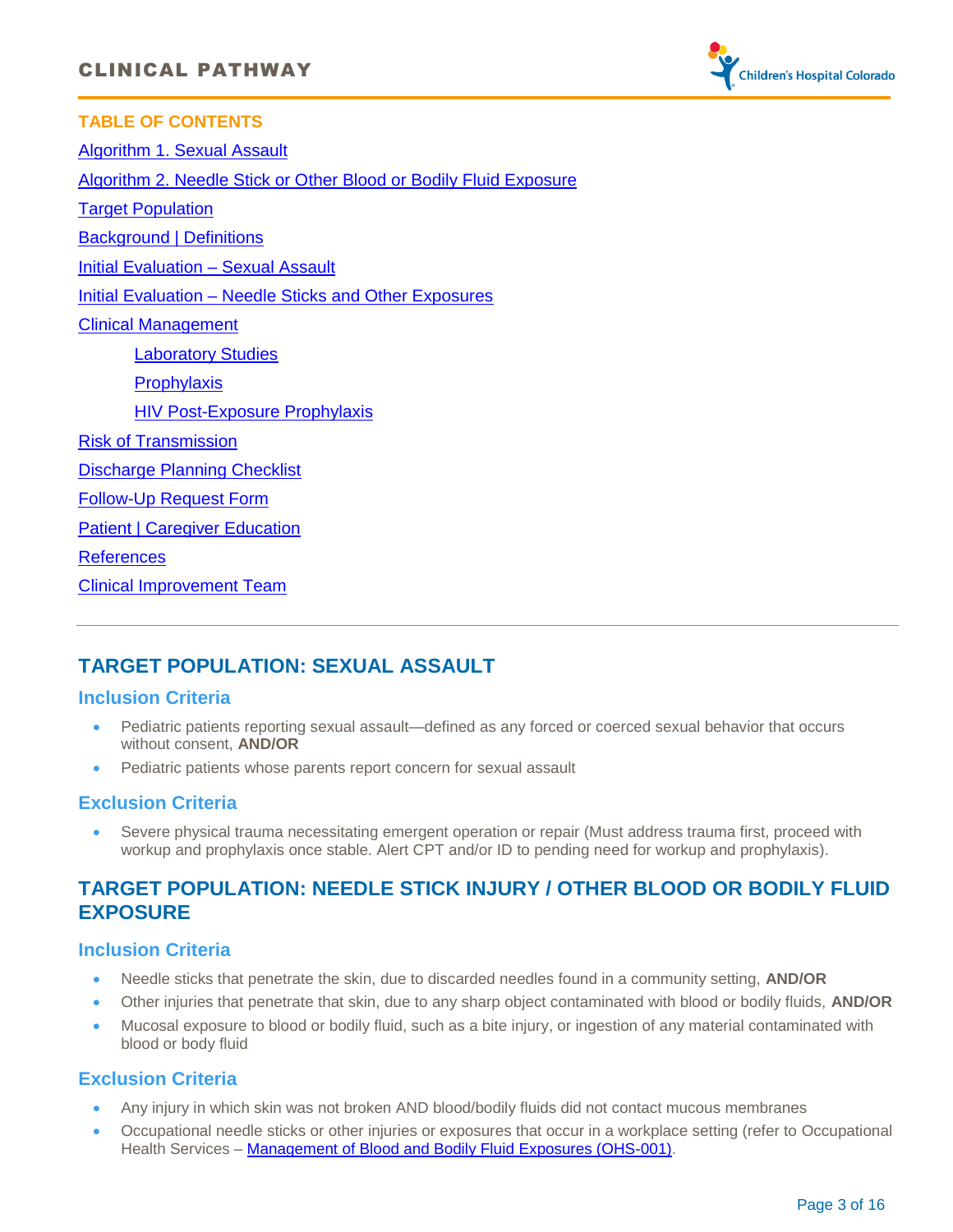## TABLE OF CONTENTS

[Algorithm 1. Sexual Assault]

[Algorithm 2. Needle Stick or Other Blood or Bodily Fluid Exposure]

[Target Population]

[Background | Definitions]

[Initial Evaluation – Sexual Assault]

[Initial Evaluation – Needle Sticks and Other Exposures]

[Clinical Management]

- [Laboratory Studies]
- [Prophylaxis]
- [HIV Post-Exposure Prophylaxis]

[Risk of Transmission]

[Discharge Planning Checklist]

[Follow-Up Request Form]

[Patient | Caregiver Education]

[References]

[Clinical Improvement Team]

---

## TARGET POPULATION: SEXUAL ASSAULT

### Inclusion Criteria

- Pediatric patients reporting sexual assault—defined as any forced or coerced sexual behavior that occurs without consent, **AND/OR**
- Pediatric patients whose parents report concern for sexual assault

### Exclusion Criteria

- Severe physical trauma necessitating emergent operation or repair (Must address trauma first, proceed with workup and prophylaxis once stable. Alert CPT and/or ID to pending need for workup and prophylaxis).

## TARGET POPULATION: NEEDLE STICK INJURY / OTHER BLOOD OR BODILY FLUID EXPOSURE

### Inclusion Criteria

- Needle sticks that penetrate the skin, due to discarded needles found in a community setting, **AND/OR**
- Other injuries that penetrate that skin, due to any sharp object contaminated with blood or bodily fluids, **AND/OR**
- Mucosal exposure to blood or bodily fluid, such as a bite injury, or ingestion of any material contaminated with blood or body fluid

### Exclusion Criteria

- Any injury in which skin was not broken AND blood/bodily fluids did not contact mucous membranes
- Occupational needle sticks or other injuries or exposures that occur in a workplace setting (refer to Occupational Health Services – [Management of Blood and Bodily Fluid Exposures (OHS-001)].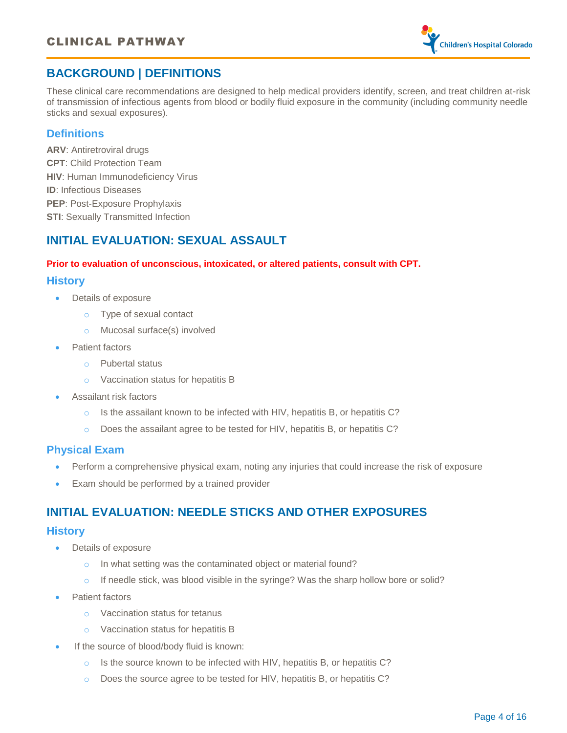## BACKGROUND | DEFINITIONS

These clinical care recommendations are designed to help medical providers identify, screen, and treat children at-risk of transmission of infectious agents from blood or bodily fluid exposure in the community (including community needle sticks and sexual exposures).

### Definitions

**ARV**: Antiretroviral drugs
**CPT**: Child Protection Team
**HIV**: Human Immunodeficiency Virus
**ID**: Infectious Diseases
**PEP**: Post-Exposure Prophylaxis
**STI**: Sexually Transmitted Infection

## INITIAL EVALUATION: SEXUAL ASSAULT

**Prior to evaluation of unconscious, intoxicated, or altered patients, consult with CPT.**

### History

- Details of exposure
  - Type of sexual contact
  - Mucosal surface(s) involved
- Patient factors
  - Pubertal status
  - Vaccination status for hepatitis B
- Assailant risk factors
  - Is the assailant known to be infected with HIV, hepatitis B, or hepatitis C?
  - Does the assailant agree to be tested for HIV, hepatitis B, or hepatitis C?

### Physical Exam

- Perform a comprehensive physical exam, noting any injuries that could increase the risk of exposure
- Exam should be performed by a trained provider

## INITIAL EVALUATION: NEEDLE STICKS AND OTHER EXPOSURES

### History

- Details of exposure
  - In what setting was the contaminated object or material found?
  - If needle stick, was blood visible in the syringe? Was the sharp hollow bore or solid?
- Patient factors
  - Vaccination status for tetanus
  - Vaccination status for hepatitis B
- If the source of blood/body fluid is known:
  - Is the source known to be infected with HIV, hepatitis B, or hepatitis C?
  - Does the source agree to be tested for HIV, hepatitis B, or hepatitis C?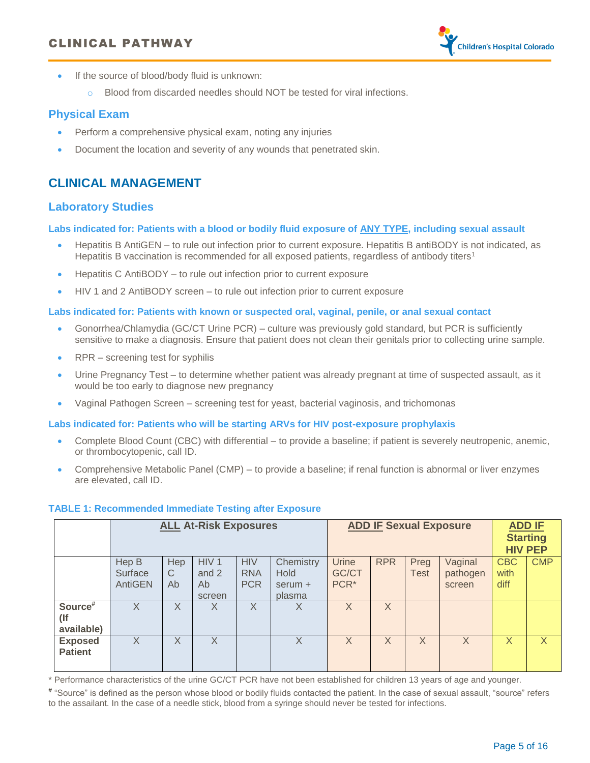- If the source of blood/body fluid is unknown:
    - Blood from discarded needles should NOT be tested for viral infections.

## Physical Exam

- Perform a comprehensive physical exam, noting any injuries
- Document the location and severity of any wounds that penetrated skin.

# CLINICAL MANAGEMENT

## Laboratory Studies

**Labs indicated for: Patients with a blood or bodily fluid exposure of ANY TYPE, including sexual assault**

- Hepatitis B AntiGEN – to rule out infection prior to current exposure. Hepatitis B antiBODY is not indicated, as Hepatitis B vaccination is recommended for all exposed patients, regardless of antibody titers[1]
- Hepatitis C AntiBODY – to rule out infection prior to current exposure
- HIV 1 and 2 AntiBODY screen – to rule out infection prior to current exposure

**Labs indicated for: Patients with known or suspected oral, vaginal, penile, or anal sexual contact**

- Gonorrhea/Chlamydia (GC/CT Urine PCR) – culture was previously gold standard, but PCR is sufficiently sensitive to make a diagnosis. Ensure that patient does not clean their genitals prior to collecting urine sample.
- RPR – screening test for syphilis
- Urine Pregnancy Test – to determine whether patient was already pregnant at time of suspected assault, as it would be too early to diagnose new pregnancy
- Vaginal Pathogen Screen – screening test for yeast, bacterial vaginosis, and trichomonas

**Labs indicated for: Patients who will be starting ARVs for HIV post-exposure prophylaxis**

- Complete Blood Count (CBC) with differential – to provide a baseline; if patient is severely neutropenic, anemic, or thrombocytopenic, call ID.
- Comprehensive Metabolic Panel (CMP) – to provide a baseline; if renal function is abnormal or liver enzymes are elevated, call ID.

**TABLE 1: Recommended Immediate Testing after Exposure**

| | **ALL At-Risk Exposures** | | | | | **ADD IF Sexual Exposure** | | | | **ADD IF Starting HIV PEP** | |
|---|---|---|---|---|---|---|---|---|---|---|---|
| | Hep B Surface AntiGEN | Hep C Ab | HIV 1 and 2 Ab screen | HIV RNA PCR | Chemistry Hold serum + plasma | Urine GC/CT PCR* | RPR | Preg Test | Vaginal pathogen screen | CBC with diff | CMP |
| **Source# (If available)** | X | X | X | X | X | X | X | | | | |
| **Exposed Patient** | X | X | X | | X | X | X | X | X | X | X |

\* Performance characteristics of the urine GC/CT PCR have not been established for children 13 years of age and younger.

# "Source" is defined as the person whose blood or bodily fluids contacted the patient. In the case of sexual assault, "source" refers to the assailant. In the case of a needle stick, blood from a syringe should never be tested for infections.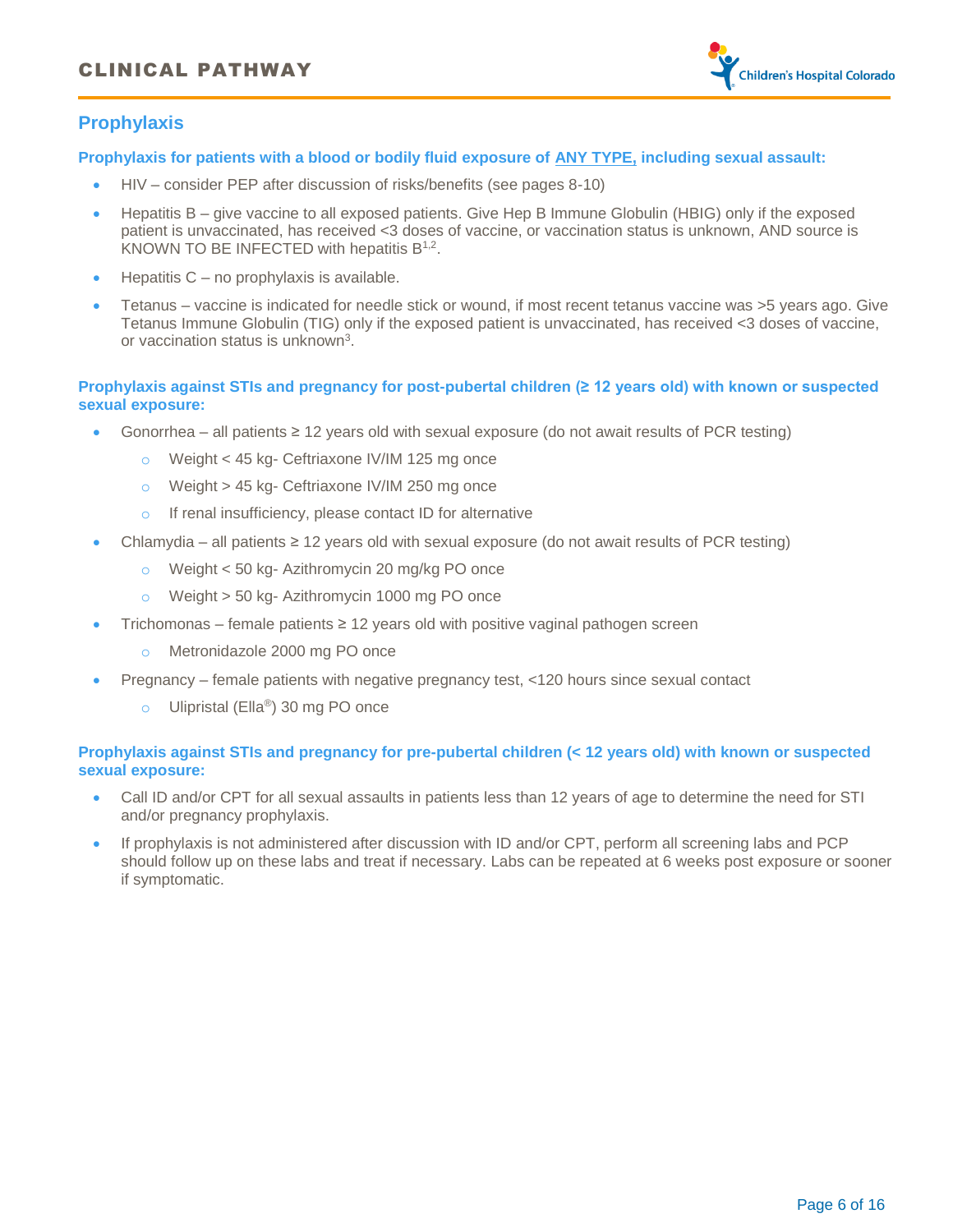## Prophylaxis

**Prophylaxis for patients with a blood or bodily fluid exposure of ANY TYPE, including sexual assault:**

- HIV – consider PEP after discussion of risks/benefits (see pages 8-10)
- Hepatitis B – give vaccine to all exposed patients. Give Hep B Immune Globulin (HBIG) only if the exposed patient is unvaccinated, has received <3 doses of vaccine, or vaccination status is unknown, AND source is KNOWN TO BE INFECTED with hepatitis B[1,2].
- Hepatitis C – no prophylaxis is available.
- Tetanus – vaccine is indicated for needle stick or wound, if most recent tetanus vaccine was >5 years ago. Give Tetanus Immune Globulin (TIG) only if the exposed patient is unvaccinated, has received <3 doses of vaccine, or vaccination status is unknown[3].

**Prophylaxis against STIs and pregnancy for post-pubertal children (≥ 12 years old) with known or suspected sexual exposure:**

- Gonorrhea – all patients ≥ 12 years old with sexual exposure (do not await results of PCR testing)
  - Weight < 45 kg- Ceftriaxone IV/IM 125 mg once
  - Weight > 45 kg- Ceftriaxone IV/IM 250 mg once
  - If renal insufficiency, please contact ID for alternative
- Chlamydia – all patients ≥ 12 years old with sexual exposure (do not await results of PCR testing)
  - Weight < 50 kg- Azithromycin 20 mg/kg PO once
  - Weight > 50 kg- Azithromycin 1000 mg PO once
- Trichomonas – female patients ≥ 12 years old with positive vaginal pathogen screen
  - Metronidazole 2000 mg PO once
- Pregnancy – female patients with negative pregnancy test, <120 hours since sexual contact
  - Ulipristal (Ella®) 30 mg PO once

**Prophylaxis against STIs and pregnancy for pre-pubertal children (< 12 years old) with known or suspected sexual exposure:**

- Call ID and/or CPT for all sexual assaults in patients less than 12 years of age to determine the need for STI and/or pregnancy prophylaxis.
- If prophylaxis is not administered after discussion with ID and/or CPT, perform all screening labs and PCP should follow up on these labs and treat if necessary. Labs can be repeated at 6 weeks post exposure or sooner if symptomatic.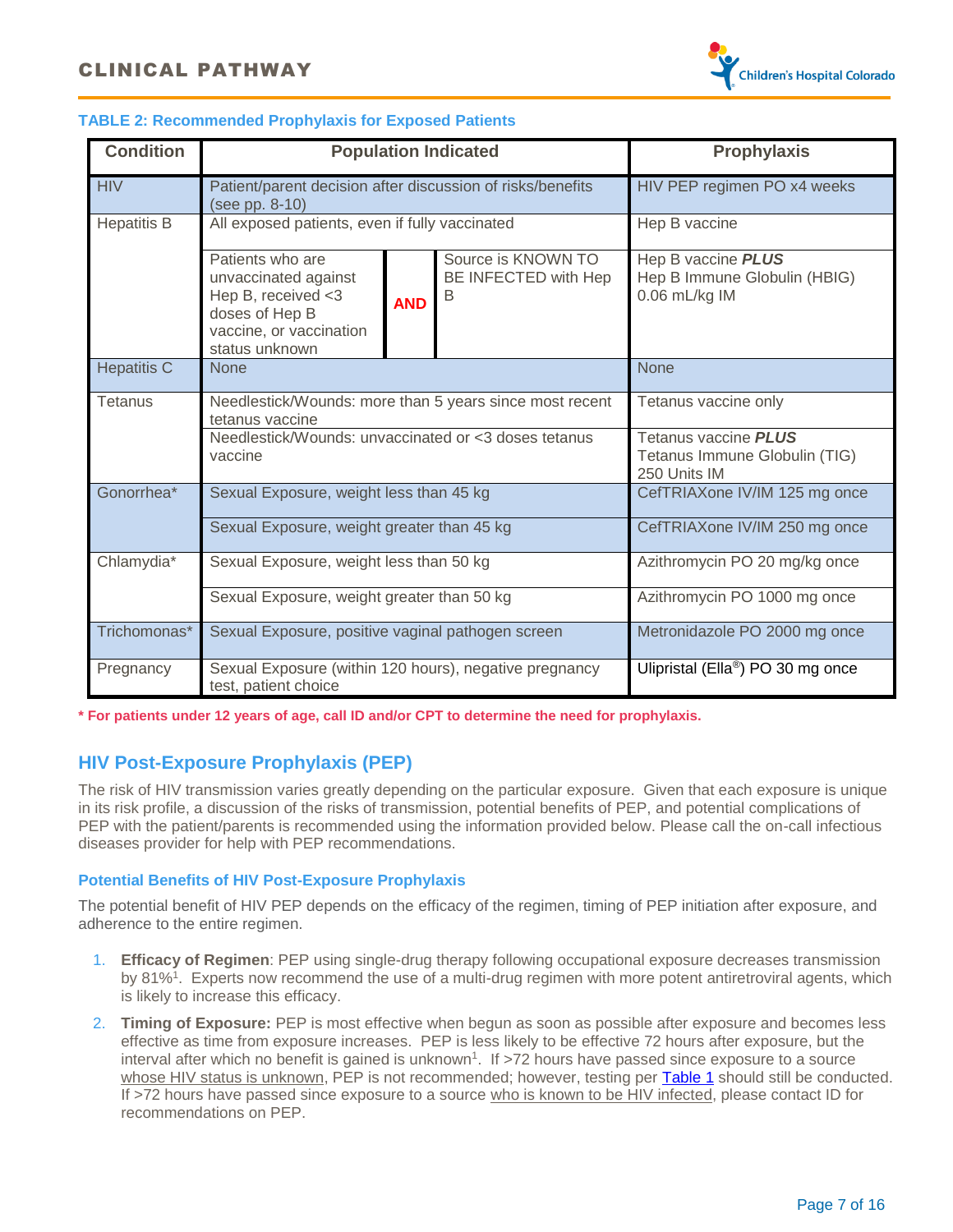### TABLE 2: Recommended Prophylaxis for Exposed Patients

| Condition | Population Indicated | Prophylaxis |
|---|---|---|
| HIV | Patient/parent decision after discussion of risks/benefits (see pp. 8-10) | HIV PEP regimen PO x4 weeks |
| Hepatitis B | All exposed patients, even if fully vaccinated | Hep B vaccine |
| | Patients who are unvaccinated against Hep B, received <3 doses of Hep B vaccine, or vaccination status unknown **AND** Source is KNOWN TO BE INFECTED with Hep B | Hep B vaccine ***PLUS*** Hep B Immune Globulin (HBIG) 0.06 mL/kg IM |
| Hepatitis C | None | None |
| Tetanus | Needlestick/Wounds: more than 5 years since most recent tetanus vaccine | Tetanus vaccine only |
| | Needlestick/Wounds: unvaccinated or <3 doses tetanus vaccine | Tetanus vaccine ***PLUS*** Tetanus Immune Globulin (TIG) 250 Units IM |
| Gonorrhea* | Sexual Exposure, weight less than 45 kg | CefTRIAXone IV/IM 125 mg once |
| | Sexual Exposure, weight greater than 45 kg | CefTRIAXone IV/IM 250 mg once |
| Chlamydia* | Sexual Exposure, weight less than 50 kg | Azithromycin PO 20 mg/kg once |
| | Sexual Exposure, weight greater than 50 kg | Azithromycin PO 1000 mg once |
| Trichomonas* | Sexual Exposure, positive vaginal pathogen screen | Metronidazole PO 2000 mg once |
| Pregnancy | Sexual Exposure (within 120 hours), negative pregnancy test, patient choice | Ulipristal (Ella®) PO 30 mg once |

**\* For patients under 12 years of age, call ID and/or CPT to determine the need for prophylaxis.**

## HIV Post-Exposure Prophylaxis (PEP)

The risk of HIV transmission varies greatly depending on the particular exposure. Given that each exposure is unique in its risk profile, a discussion of the risks of transmission, potential benefits of PEP, and potential complications of PEP with the patient/parents is recommended using the information provided below. Please call the on-call infectious diseases provider for help with PEP recommendations.

### Potential Benefits of HIV Post-Exposure Prophylaxis

The potential benefit of HIV PEP depends on the efficacy of the regimen, timing of PEP initiation after exposure, and adherence to the entire regimen.

1. **Efficacy of Regimen**: PEP using single-drug therapy following occupational exposure decreases transmission by 81%[1]. Experts now recommend the use of a multi-drug regimen with more potent antiretroviral agents, which is likely to increase this efficacy.
2. **Timing of Exposure:** PEP is most effective when begun as soon as possible after exposure and becomes less effective as time from exposure increases. PEP is less likely to be effective 72 hours after exposure, but the interval after which no benefit is gained is unknown[1]. If >72 hours have passed since exposure to a source whose HIV status is unknown, PEP is not recommended; however, testing per Table 1 should still be conducted. If >72 hours have passed since exposure to a source who is known to be HIV infected, please contact ID for recommendations on PEP.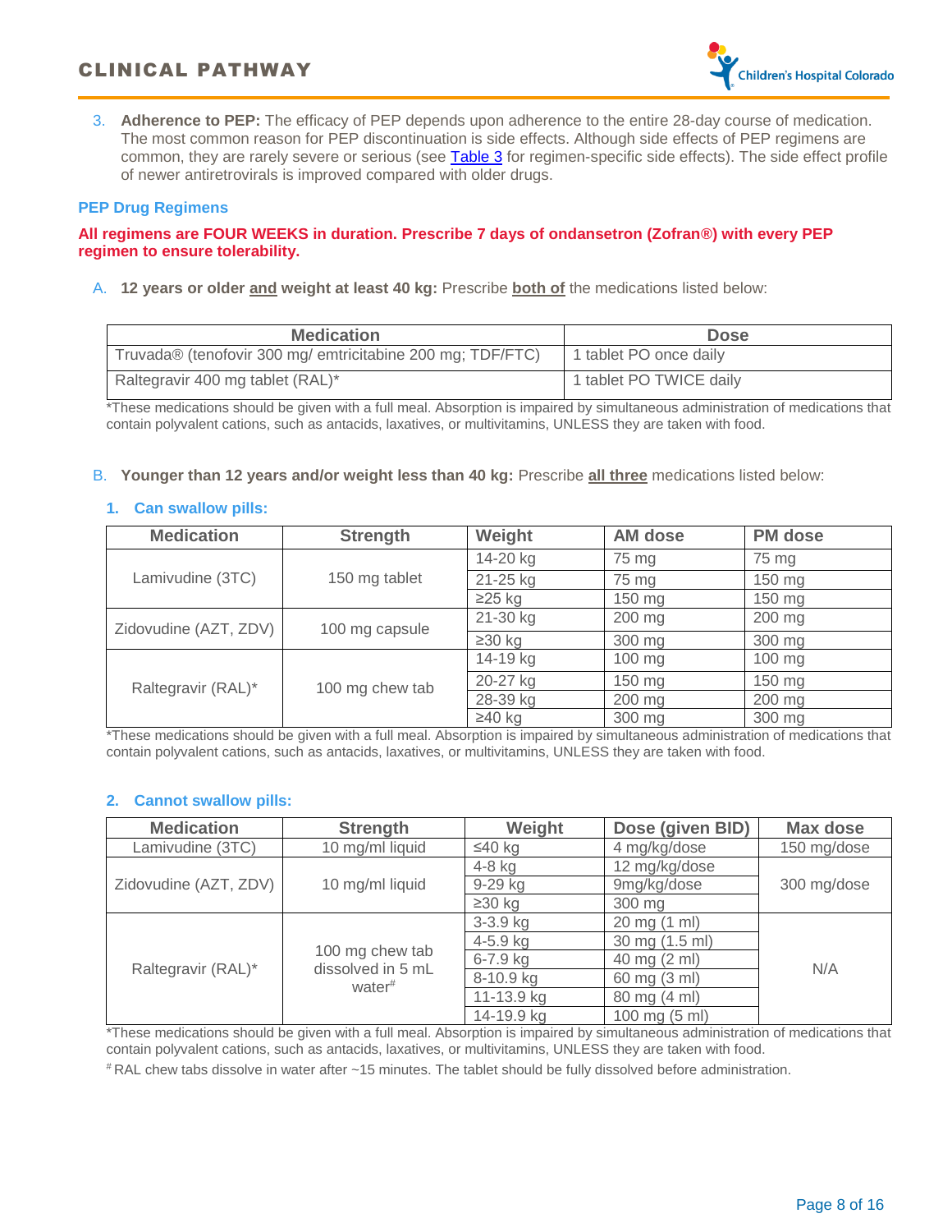3. **Adherence to PEP:** The efficacy of PEP depends upon adherence to the entire 28-day course of medication. The most common reason for PEP discontinuation is side effects. Although side effects of PEP regimens are common, they are rarely severe or serious (see Table 3 for regimen-specific side effects). The side effect profile of newer antiretrovirals is improved compared with older drugs.

### PEP Drug Regimens

**All regimens are FOUR WEEKS in duration. Prescribe 7 days of ondansetron (Zofran®) with every PEP regimen to ensure tolerability.**

A. **12 years or older and weight at least 40 kg:** Prescribe **both of** the medications listed below:

| Medication | Dose |
|---|---|
| Truvada® (tenofovir 300 mg/ emtricitabine 200 mg; TDF/FTC) | 1 tablet PO once daily |
| Raltegravir 400 mg tablet (RAL)* | 1 tablet PO TWICE daily |

*These medications should be given with a full meal. Absorption is impaired by simultaneous administration of medications that contain polyvalent cations, such as antacids, laxatives, or multivitamins, UNLESS they are taken with food.

B. **Younger than 12 years and/or weight less than 40 kg:** Prescribe **all three** medications listed below:

#### 1. Can swallow pills:

| Medication | Strength | Weight | AM dose | PM dose |
|---|---|---|---|---|
| Lamivudine (3TC) | 150 mg tablet | 14-20 kg | 75 mg | 75 mg |
| | | 21-25 kg | 75 mg | 150 mg |
| | | ≥25 kg | 150 mg | 150 mg |
| Zidovudine (AZT, ZDV) | 100 mg capsule | 21-30 kg | 200 mg | 200 mg |
| | | ≥30 kg | 300 mg | 300 mg |
| Raltegravir (RAL)* | 100 mg chew tab | 14-19 kg | 100 mg | 100 mg |
| | | 20-27 kg | 150 mg | 150 mg |
| | | 28-39 kg | 200 mg | 200 mg |
| | | ≥40 kg | 300 mg | 300 mg |

*These medications should be given with a full meal. Absorption is impaired by simultaneous administration of medications that contain polyvalent cations, such as antacids, laxatives, or multivitamins, UNLESS they are taken with food.

#### 2. Cannot swallow pills:

| Medication | Strength | Weight | Dose (given BID) | Max dose |
|---|---|---|---|---|
| Lamivudine (3TC) | 10 mg/ml liquid | ≤40 kg | 4 mg/kg/dose | 150 mg/dose |
| Zidovudine (AZT, ZDV) | 10 mg/ml liquid | 4-8 kg | 12 mg/kg/dose | 300 mg/dose |
| | | 9-29 kg | 9mg/kg/dose | |
| | | ≥30 kg | 300 mg | |
| Raltegravir (RAL)* | 100 mg chew tab dissolved in 5 mL water[#] | 3-3.9 kg | 20 mg (1 ml) | N/A |
| | | 4-5.9 kg | 30 mg (1.5 ml) | |
| | | 6-7.9 kg | 40 mg (2 ml) | |
| | | 8-10.9 kg | 60 mg (3 ml) | |
| | | 11-13.9 kg | 80 mg (4 ml) | |
| | | 14-19.9 kg | 100 mg (5 ml) | |

*These medications should be given with a full meal. Absorption is impaired by simultaneous administration of medications that contain polyvalent cations, such as antacids, laxatives, or multivitamins, UNLESS they are taken with food.

[#] RAL chew tabs dissolve in water after ~15 minutes. The tablet should be fully dissolved before administration.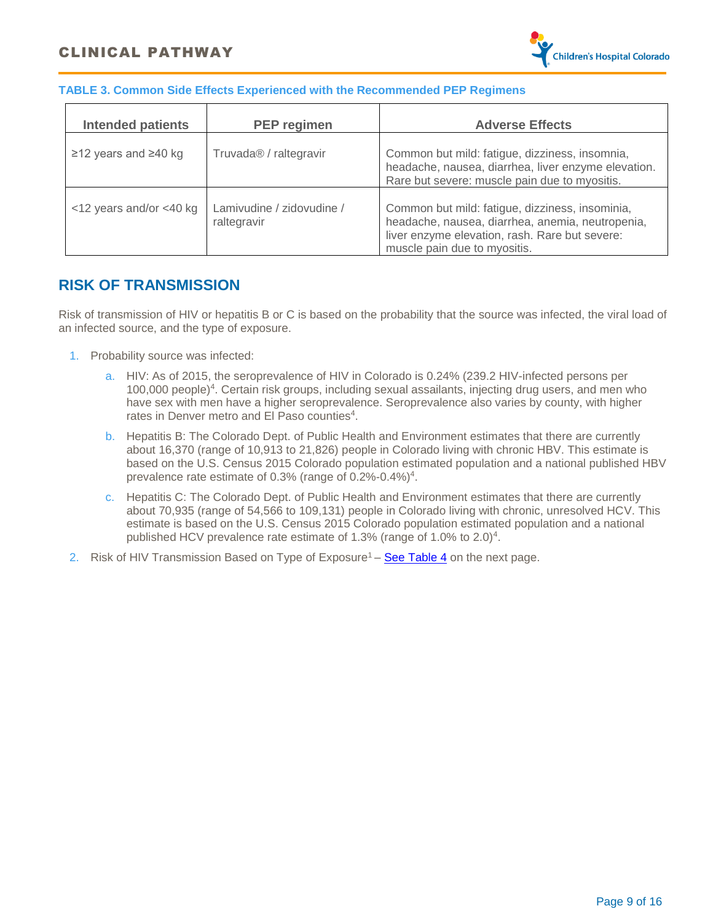**TABLE 3. Common Side Effects Experienced with the Recommended PEP Regimens**

| Intended patients | PEP regimen | Adverse Effects |
|---|---|---|
| ≥12 years and ≥40 kg | Truvada® / raltegravir | Common but mild: fatigue, dizziness, insomnia, headache, nausea, diarrhea, liver enzyme elevation. Rare but severe: muscle pain due to myositis. |
| <12 years and/or <40 kg | Lamivudine / zidovudine / raltegravir | Common but mild: fatigue, dizziness, insominia, headache, nausea, diarrhea, anemia, neutropenia, liver enzyme elevation, rash. Rare but severe: muscle pain due to myositis. |

## RISK OF TRANSMISSION

Risk of transmission of HIV or hepatitis B or C is based on the probability that the source was infected, the viral load of an infected source, and the type of exposure.

1. Probability source was infected:
    a. HIV: As of 2015, the seroprevalence of HIV in Colorado is 0.24% (239.2 HIV-infected persons per 100,000 people)[4]. Certain risk groups, including sexual assailants, injecting drug users, and men who have sex with men have a higher seroprevalence. Seroprevalence also varies by county, with higher rates in Denver metro and El Paso counties[4].
    b. Hepatitis B: The Colorado Dept. of Public Health and Environment estimates that there are currently about 16,370 (range of 10,913 to 21,826) people in Colorado living with chronic HBV. This estimate is based on the U.S. Census 2015 Colorado population estimated population and a national published HBV prevalence rate estimate of 0.3% (range of 0.2%-0.4%)[4].
    c. Hepatitis C: The Colorado Dept. of Public Health and Environment estimates that there are currently about 70,935 (range of 54,566 to 109,131) people in Colorado living with chronic, unresolved HCV. This estimate is based on the U.S. Census 2015 Colorado population estimated population and a national published HCV prevalence rate estimate of 1.3% (range of 1.0% to 2.0)[4].
2. Risk of HIV Transmission Based on Type of Exposure[1] – See Table 4 on the next page.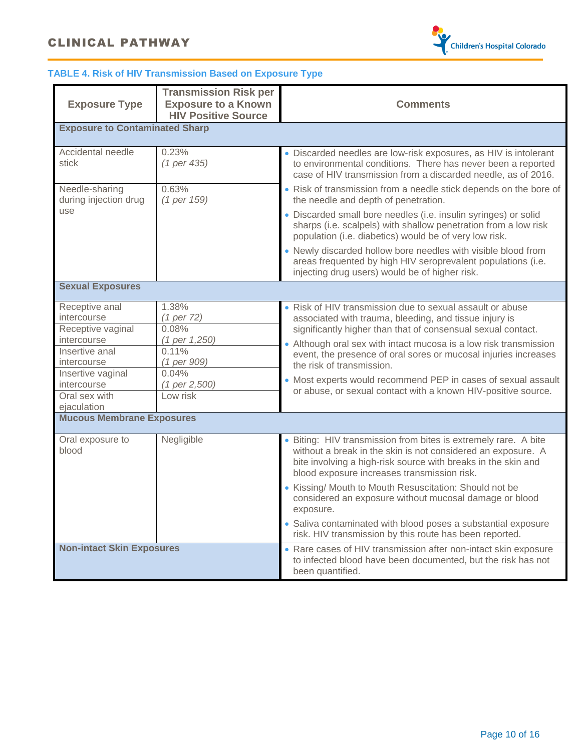### TABLE 4. Risk of HIV Transmission Based on Exposure Type

| Exposure Type | Transmission Risk per Exposure to a Known HIV Positive Source | Comments |
|---|---|---|
| **Exposure to Contaminated Sharp** | | |
| Accidental needle stick | 0.23% *(1 per 435)* | • Discarded needles are low-risk exposures, as HIV is intolerant to environmental conditions. There has never been a reported case of HIV transmission from a discarded needle, as of 2016. |
| Needle-sharing during injection drug use | 0.63% *(1 per 159)* | • Risk of transmission from a needle stick depends on the bore of the needle and depth of penetration.<br>• Discarded small bore needles (i.e. insulin syringes) or solid sharps (i.e. scalpels) with shallow penetration from a low risk population (i.e. diabetics) would be of very low risk.<br>• Newly discarded hollow bore needles with visible blood from areas frequented by high HIV seroprevalent populations (i.e. injecting drug users) would be of higher risk. |
| **Sexual Exposures** | | |
| Receptive anal intercourse | 1.38% *(1 per 72)* | • Risk of HIV transmission due to sexual assault or abuse associated with trauma, bleeding, and tissue injury is significantly higher than that of consensual sexual contact.<br>• Although oral sex with intact mucosa is a low risk transmission event, the presence of oral sores or mucosal injuries increases the risk of transmission.<br>• Most experts would recommend PEP in cases of sexual assault or abuse, or sexual contact with a known HIV-positive source. |
| Receptive vaginal intercourse | 0.08% *(1 per 1,250)* | |
| Insertive anal intercourse | 0.11% *(1 per 909)* | |
| Insertive vaginal intercourse | 0.04% *(1 per 2,500)* | |
| Oral sex with ejaculation | Low risk | |
| **Mucous Membrane Exposures** | | |
| Oral exposure to blood | Negligible | • Biting: HIV transmission from bites is extremely rare. A bite without a break in the skin is not considered an exposure. A bite involving a high-risk source with breaks in the skin and blood exposure increases transmission risk.<br>• Kissing/ Mouth to Mouth Resuscitation: Should not be considered an exposure without mucosal damage or blood exposure.<br>• Saliva contaminated with blood poses a substantial exposure risk. HIV transmission by this route has been reported. |
| **Non-intact Skin Exposures** | | • Rare cases of HIV transmission after non-intact skin exposure to infected blood have been documented, but the risk has not been quantified. |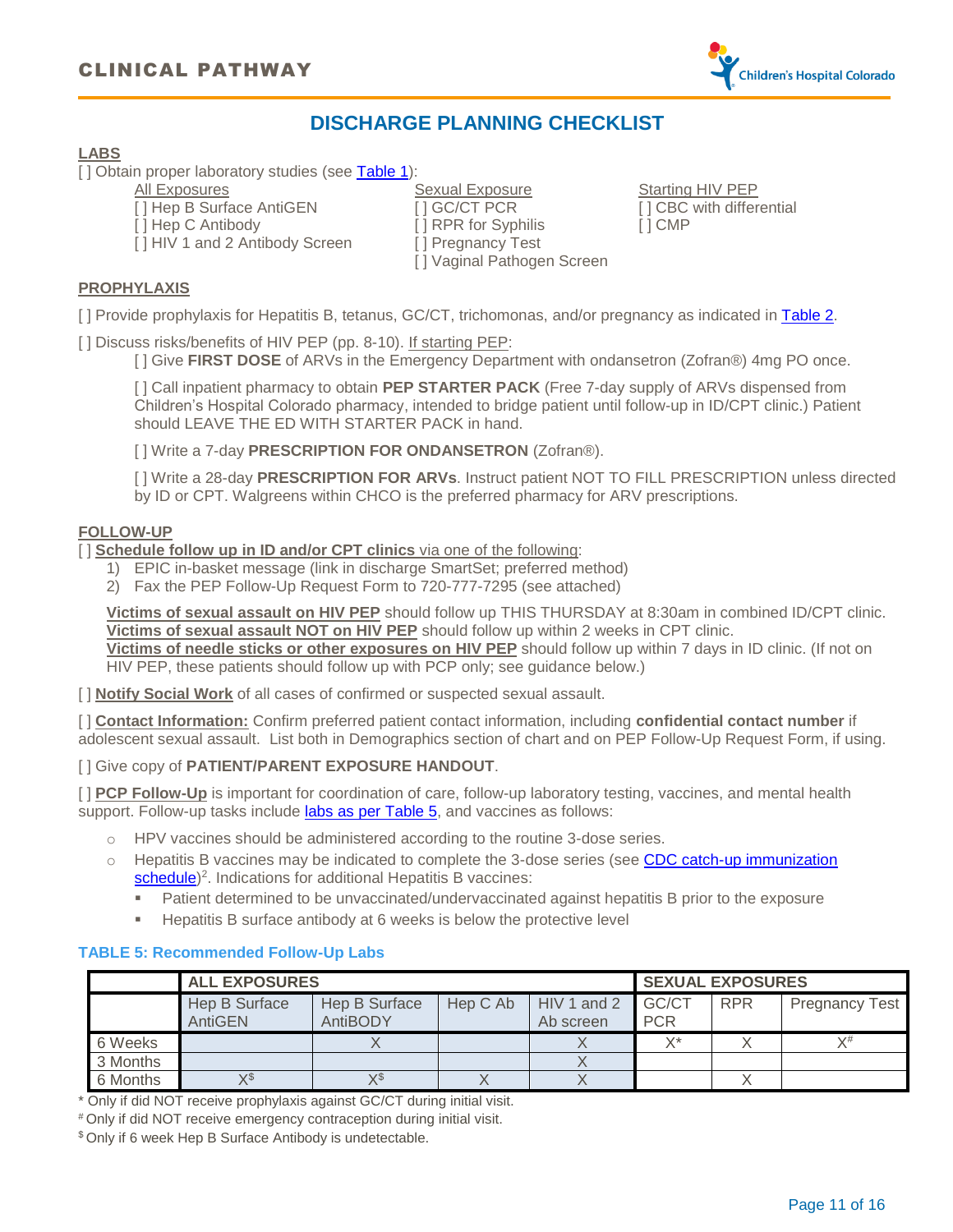# DISCHARGE PLANNING CHECKLIST

## LABS

[ ] Obtain proper laboratory studies (see Table 1):

All Exposures
- [ ] Hep B Surface AntiGEN
- [ ] Hep C Antibody
- [ ] HIV 1 and 2 Antibody Screen

Sexual Exposure
- [ ] GC/CT PCR
- [ ] RPR for Syphilis
- [ ] Pregnancy Test
- [ ] Vaginal Pathogen Screen

Starting HIV PEP
- [ ] CBC with differential
- [ ] CMP

## PROPHYLAXIS

[ ] Provide prophylaxis for Hepatitis B, tetanus, GC/CT, trichomonas, and/or pregnancy as indicated in Table 2.

[ ] Discuss risks/benefits of HIV PEP (pp. 8-10). If starting PEP:

[ ] Give **FIRST DOSE** of ARVs in the Emergency Department with ondansetron (Zofran®) 4mg PO once.

[ ] Call inpatient pharmacy to obtain **PEP STARTER PACK** (Free 7-day supply of ARVs dispensed from Children's Hospital Colorado pharmacy, intended to bridge patient until follow-up in ID/CPT clinic.) Patient should LEAVE THE ED WITH STARTER PACK in hand.

[ ] Write a 7-day **PRESCRIPTION FOR ONDANSETRON** (Zofran®).

[ ] Write a 28-day **PRESCRIPTION FOR ARVs**. Instruct patient NOT TO FILL PRESCRIPTION unless directed by ID or CPT. Walgreens within CHCO is the preferred pharmacy for ARV prescriptions.

## FOLLOW-UP

[ ] **Schedule follow up in ID and/or CPT clinics** via one of the following:
1) EPIC in-basket message (link in discharge SmartSet; preferred method)
2) Fax the PEP Follow-Up Request Form to 720-777-7295 (see attached)

**Victims of sexual assault on HIV PEP** should follow up THIS THURSDAY at 8:30am in combined ID/CPT clinic.
**Victims of sexual assault NOT on HIV PEP** should follow up within 2 weeks in CPT clinic.
**Victims of needle sticks or other exposures on HIV PEP** should follow up within 7 days in ID clinic. (If not on HIV PEP, these patients should follow up with PCP only; see guidance below.)

[ ] **Notify Social Work** of all cases of confirmed or suspected sexual assault.

[ ] **Contact Information:** Confirm preferred patient contact information, including **confidential contact number** if adolescent sexual assault. List both in Demographics section of chart and on PEP Follow-Up Request Form, if using.

[ ] Give copy of **PATIENT/PARENT EXPOSURE HANDOUT**.

[ ] **PCP Follow-Up** is important for coordination of care, follow-up laboratory testing, vaccines, and mental health support. Follow-up tasks include labs as per Table 5, and vaccines as follows:

- HPV vaccines should be administered according to the routine 3-dose series.
- Hepatitis B vaccines may be indicated to complete the 3-dose series (see CDC catch-up immunization schedule)[2]. Indications for additional Hepatitis B vaccines:
  - Patient determined to be unvaccinated/undervaccinated against hepatitis B prior to the exposure
  - Hepatitis B surface antibody at 6 weeks is below the protective level

### TABLE 5: Recommended Follow-Up Labs

| | ALL EXPOSURES | | | | SEXUAL EXPOSURES | | |
|---|---|---|---|---|---|---|---|
| | Hep B Surface AntiGEN | Hep B Surface AntiBODY | Hep C Ab | HIV 1 and 2 Ab screen | GC/CT PCR | RPR | Pregnancy Test |
| 6 Weeks | | X | | X | X* | X | X# |
| 3 Months | | | | X | | | |
| 6 Months | X$ | X$ | X | X | | X | |

\* Only if did NOT receive prophylaxis against GC/CT during initial visit.
\# Only if did NOT receive emergency contraception during initial visit.
$ Only if 6 week Hep B Surface Antibody is undetectable.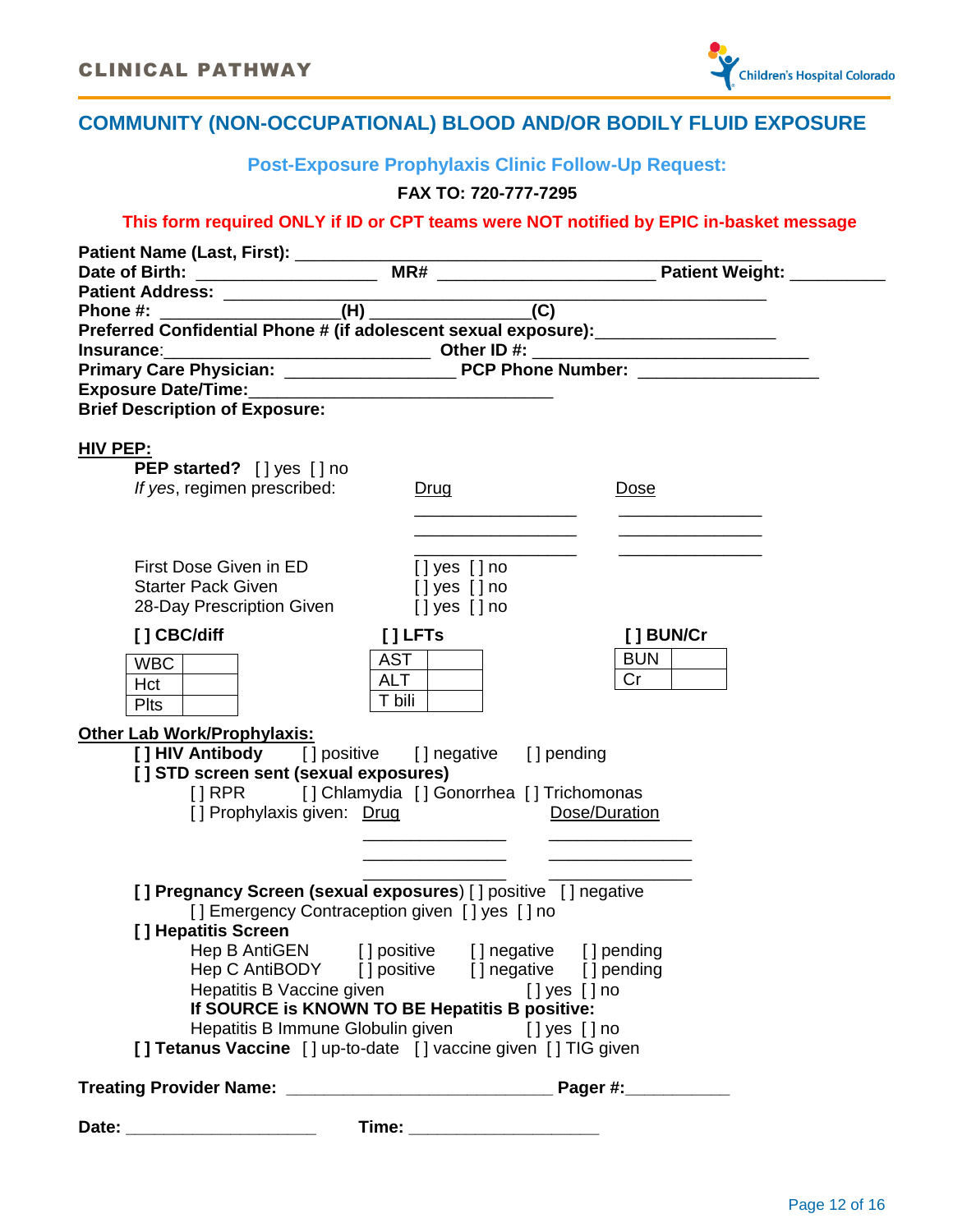# COMMUNITY (NON-OCCUPATIONAL) BLOOD AND/OR BODILY FLUID EXPOSURE

## Post-Exposure Prophylaxis Clinic Follow-Up Request:

**FAX TO: 720-777-7295**

**This form required ONLY if ID or CPT teams were NOT notified by EPIC in-basket message**

**Patient Name (Last, First):** _______________________________________________
**Date of Birth:** __________________ **MR#** ______________________ **Patient Weight:** __________
**Patient Address:** _______________________________________________________
**Phone #:** ________________**(H)** _______________**(C)**
**Preferred Confidential Phone # (if adolescent sexual exposure):**__________________
**Insurance**:______________________________ **Other ID #:** ___________________________
**Primary Care Physician:** _________________ **PCP Phone Number:** __________________
**Exposure Date/Time:**_______________________________
**Brief Description of Exposure:**

**HIV PEP:**

**PEP started?** [ ] yes [ ] no

*If yes*, regimen prescribed:

| Drug | Dose |
|---|---|
| _________________ | _______________ |
| _________________ | _______________ |
| _________________ | _______________ |

First Dose Given in ED [ ] yes [ ] no
Starter Pack Given [ ] yes [ ] no
28-Day Prescription Given [ ] yes [ ] no

**[ ] CBC/diff**

| WBC | |
|---|---|
| Hct | |
| Plts | |

**[ ] LFTs**

| AST | |
|---|---|
| ALT | |
| T bili | |

**[ ] BUN/Cr**

| BUN | |
|---|---|
| Cr | |

**Other Lab Work/Prophylaxis:**

**[ ] HIV Antibody** [ ] positive [ ] negative [ ] pending

**[ ] STD screen sent (sexual exposures)**

[ ] RPR [ ] Chlamydia [ ] Gonorrhea [ ] Trichomonas

[ ] Prophylaxis given:

| Drug | Dose/Duration |
|---|---|
| _______________ | _______________ |
| _______________ | _______________ |
| _______________ | _______________ |

**[ ] Pregnancy Screen (sexual exposures)** [ ] positive [ ] negative

[ ] Emergency Contraception given [ ] yes [ ] no

**[ ] Hepatitis Screen**

Hep B AntiGEN [ ] positive [ ] negative [ ] pending
Hep C AntiBODY [ ] positive [ ] negative [ ] pending
Hepatitis B Vaccine given [ ] yes [ ] no

**If SOURCE is KNOWN TO BE Hepatitis B positive:**

Hepatitis B Immune Globulin given [ ] yes [ ] no

**[ ] Tetanus Vaccine** [ ] up-to-date [ ] vaccine given [ ] TIG given

**Treating Provider Name:** ___________________________ **Pager #:**___________

**Date:** ____________________ **Time:** ____________________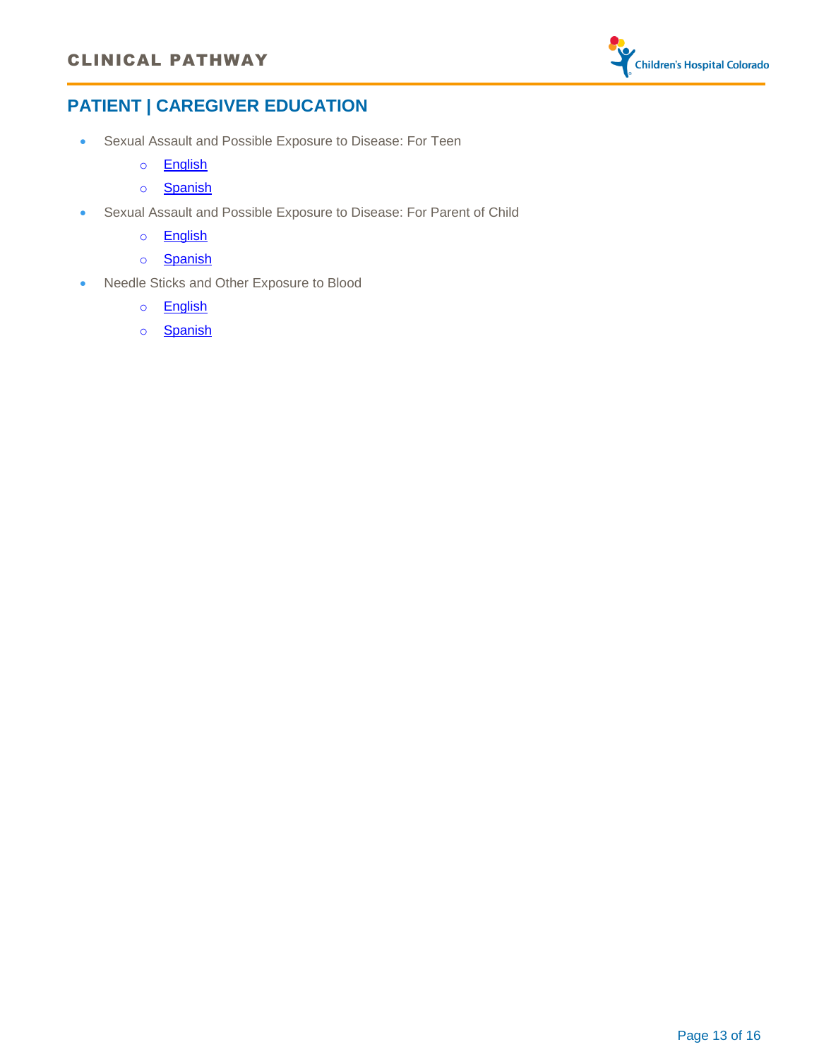## PATIENT | CAREGIVER EDUCATION

- Sexual Assault and Possible Exposure to Disease: For Teen
  - English
  - Spanish
- Sexual Assault and Possible Exposure to Disease: For Parent of Child
  - English
  - Spanish
- Needle Sticks and Other Exposure to Blood
  - English
  - Spanish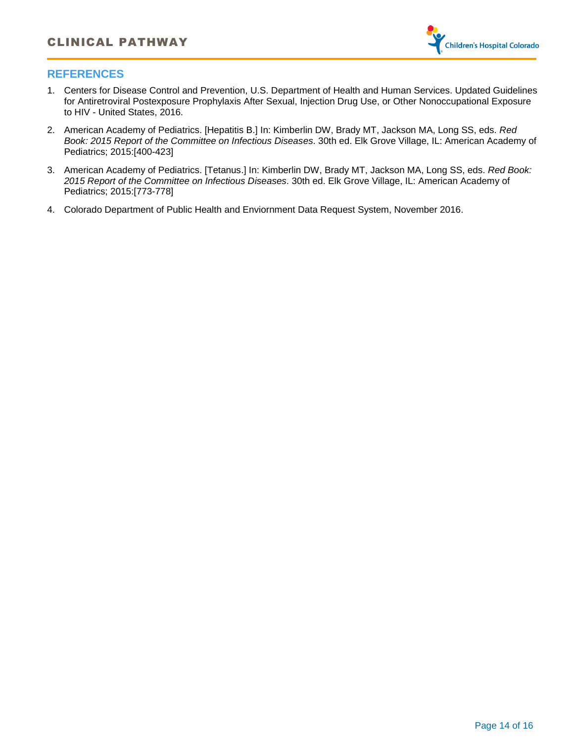## REFERENCES

1. Centers for Disease Control and Prevention, U.S. Department of Health and Human Services. Updated Guidelines for Antiretroviral Postexposure Prophylaxis After Sexual, Injection Drug Use, or Other Nonoccupational Exposure to HIV - United States, 2016.
2. American Academy of Pediatrics. [Hepatitis B.] In: Kimberlin DW, Brady MT, Jackson MA, Long SS, eds. *Red Book: 2015 Report of the Committee on Infectious Diseases*. 30th ed. Elk Grove Village, IL: American Academy of Pediatrics; 2015:[400-423]
3. American Academy of Pediatrics. [Tetanus.] In: Kimberlin DW, Brady MT, Jackson MA, Long SS, eds. *Red Book: 2015 Report of the Committee on Infectious Diseases*. 30th ed. Elk Grove Village, IL: American Academy of Pediatrics; 2015:[773-778]
4. Colorado Department of Public Health and Enviornment Data Request System, November 2016.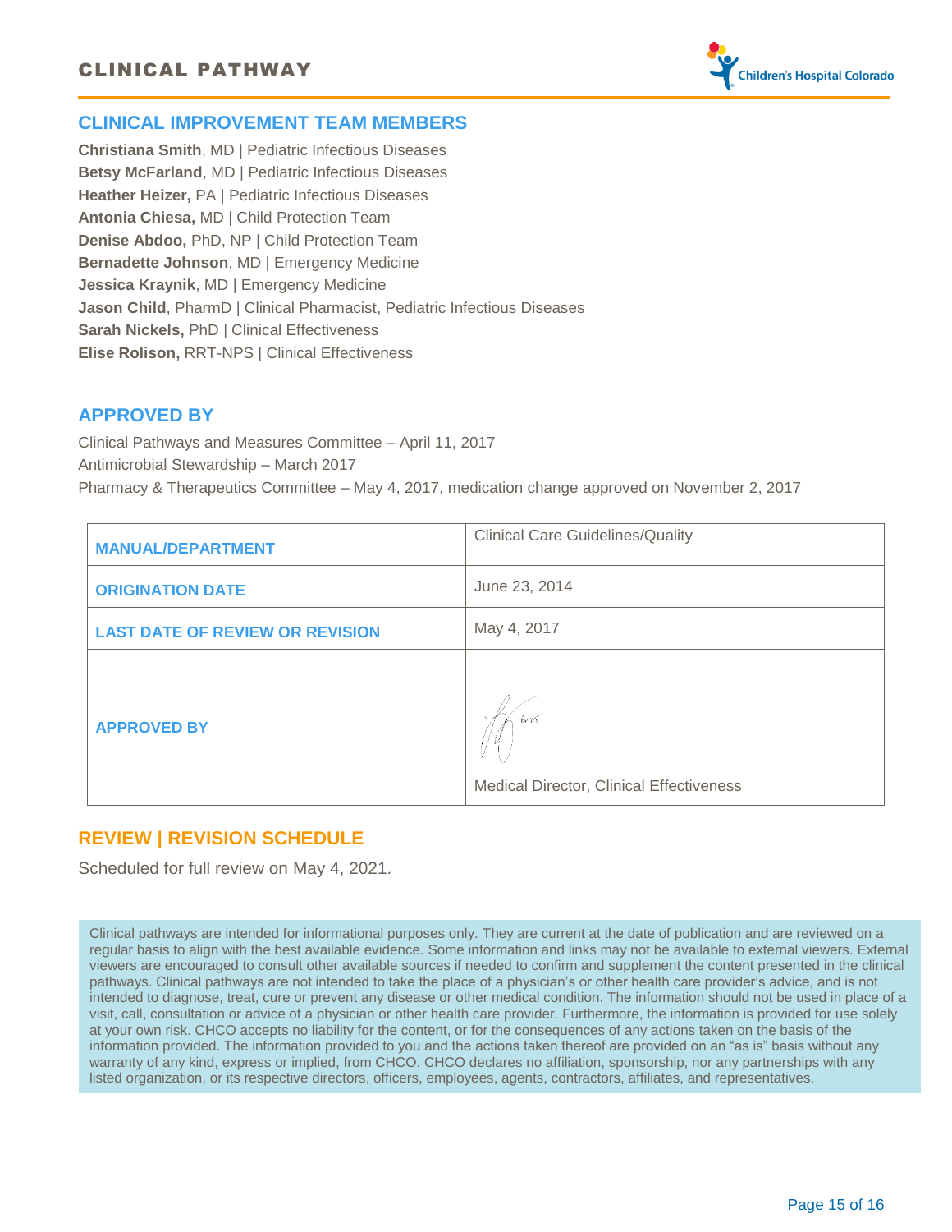## CLINICAL IMPROVEMENT TEAM MEMBERS

**Christiana Smith**, MD | Pediatric Infectious Diseases
**Betsy McFarland**, MD | Pediatric Infectious Diseases
**Heather Heizer,** PA | Pediatric Infectious Diseases
**Antonia Chiesa,** MD | Child Protection Team
**Denise Abdoo,** PhD, NP | Child Protection Team
**Bernadette Johnson**, MD | Emergency Medicine
**Jessica Kraynik**, MD | Emergency Medicine
**Jason Child**, PharmD | Clinical Pharmacist, Pediatric Infectious Diseases
**Sarah Nickels,** PhD | Clinical Effectiveness
**Elise Rolison,** RRT-NPS | Clinical Effectiveness

## APPROVED BY

Clinical Pathways and Measures Committee – April 11, 2017
Antimicrobial Stewardship – March 2017
Pharmacy & Therapeutics Committee – May 4, 2017, medication change approved on November 2, 2017

| | |
|---|---|
| **MANUAL/DEPARTMENT** | Clinical Care Guidelines/Quality |
| **ORIGINATION DATE** | June 23, 2014 |
| **LAST DATE OF REVIEW OR REVISION** | May 4, 2017 |
| **APPROVED BY** | Medical Director, Clinical Effectiveness |

## REVIEW | REVISION SCHEDULE

Scheduled for full review on May 4, 2021.

Clinical pathways are intended for informational purposes only. They are current at the date of publication and are reviewed on a regular basis to align with the best available evidence. Some information and links may not be available to external viewers. External viewers are encouraged to consult other available sources if needed to confirm and supplement the content presented in the clinical pathways. Clinical pathways are not intended to take the place of a physician's or other health care provider's advice, and is not intended to diagnose, treat, cure or prevent any disease or other medical condition. The information should not be used in place of a visit, call, consultation or advice of a physician or other health care provider. Furthermore, the information is provided for use solely at your own risk. CHCO accepts no liability for the content, or for the consequences of any actions taken on the basis of the information provided. The information provided to you and the actions taken thereof are provided on an "as is" basis without any warranty of any kind, express or implied, from CHCO. CHCO declares no affiliation, sponsorship, nor any partnerships with any listed organization, or its respective directors, officers, employees, agents, contractors, affiliates, and representatives.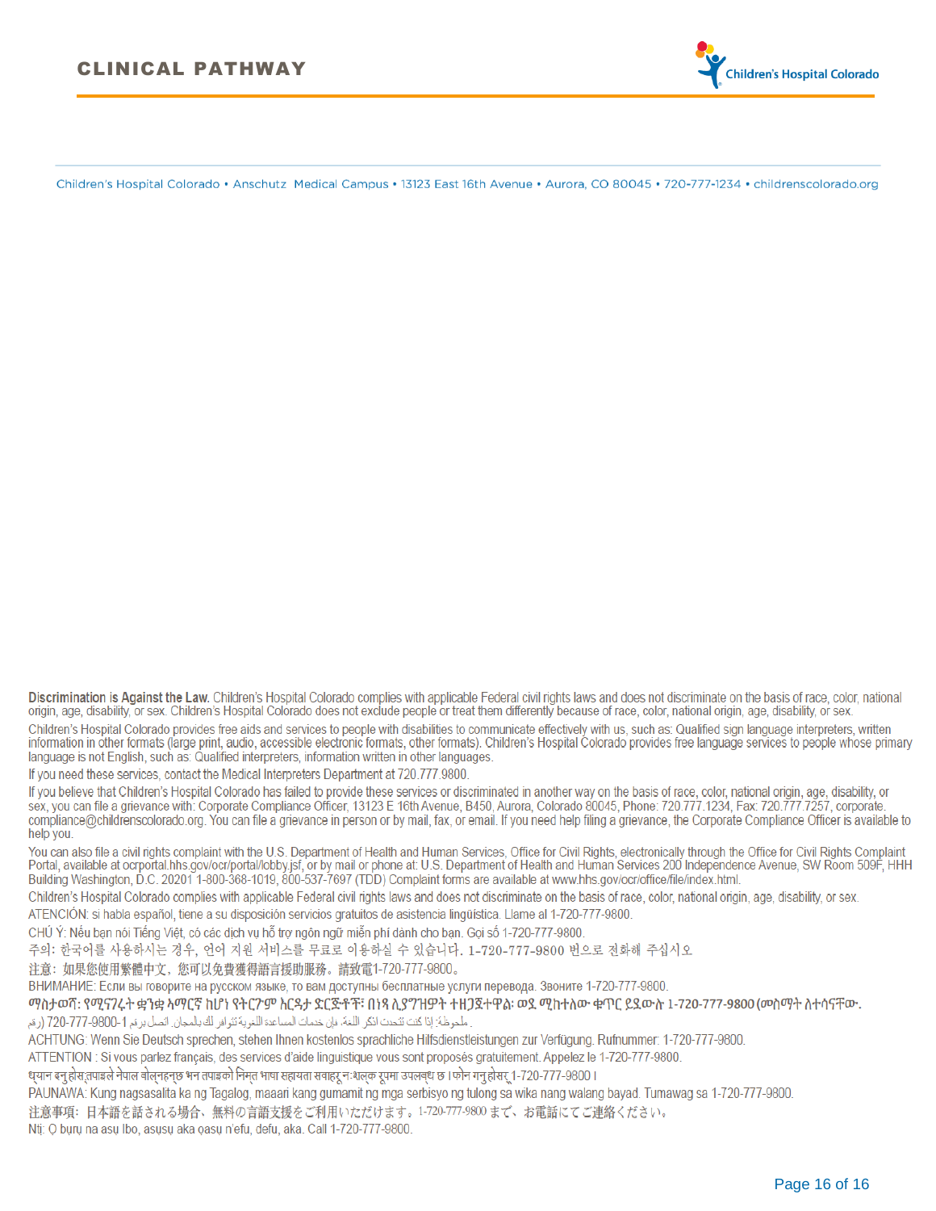Children's Hospital Colorado • Anschutz Medical Campus • 13123 East 16th Avenue • Aurora, CO 80045 • 720-777-1234 • childrenscolorado.org

**Discrimination is Against the Law.** Children's Hospital Colorado complies with applicable Federal civil rights laws and does not discriminate on the basis of race, color, national origin, age, disability, or sex. Children's Hospital Colorado does not exclude people or treat them differently because of race, color, national origin, age, disability, or sex.

Children's Hospital Colorado provides free aids and services to people with disabilities to communicate effectively with us, such as: Qualified sign language interpreters, written information in other formats (large print, audio, accessible electronic formats, other formats). Children's Hospital Colorado provides free language services to people whose primary language is not English, such as: Qualified interpreters, information written in other languages.

If you need these services, contact the Medical Interpreters Department at 720.777.9800.

If you believe that Children's Hospital Colorado has failed to provide these services or discriminated in another way on the basis of race, color, national origin, age, disability, or sex, you can file a grievance with: Corporate Compliance Officer, 13123 E 16th Avenue, B450, Aurora, Colorado 80045, Phone: 720.777.1234, Fax: 720.777.7257, corporate.compliance@childrenscolorado.org. You can file a grievance in person or by mail, fax, or email. If you need help filing a grievance, the Corporate Compliance Officer is available to help you.

You can also file a civil rights complaint with the U.S. Department of Health and Human Services, Office for Civil Rights, electronically through the Office for Civil Rights Complaint Portal, available at ocrportal.hhs.gov/ocr/portal/lobby.jsf, or by mail or phone at: U.S. Department of Health and Human Services 200 Independence Avenue, SW Room 509F, HHH Building Washington, D.C. 20201 1-800-368-1019, 800-537-7697 (TDD) Complaint forms are available at www.hhs.gov/ocr/office/file/index.html.

Children's Hospital Colorado complies with applicable Federal civil rights laws and does not discriminate on the basis of race, color, national origin, age, disability, or sex.

ATENCIÓN: si habla español, tiene a su disposición servicios gratuitos de asistencia lingüística. Llame al 1-720-777-9800.

CHÚ Ý: Nếu bạn nói Tiếng Việt, có các dịch vụ hỗ trợ ngôn ngữ miễn phí dành cho bạn. Gọi số 1-720-777-9800.

주의: 한국어를 사용하시는 경우, 언어 지원 서비스를 무료로 이용하실 수 있습니다. 1-720-777-9800 번으로 전화해 주십시오.

注意：如果您使用繁體中文，您可以免費獲得語言援助服務。請致電1-720-777-9800。

ВНИМАНИЕ: Если вы говорите на русском языке, то вам доступны бесплатные услуги перевода. Звоните 1-720-777-9800.

ማስታወሻ: የሚናገሩት ቋንቋ ኣማርኛ ከሆነ የትርጉም እርዳታ ድርጅቶች፣ በነጻ ሊያግዝዎት ተዘጋጀተዋል፡ ወደ ሚከተለው ቁጥር ይደውሉ 1-720-777-9800 (መስማት ለተሳናቸው.

ملحوظة: إذا كنت تتحدث اذكر اللغة، فإن خدمات المساعدة اللغوية تتوافر لك بالمجان. اتصل برقم 1-720-777-9800 (رقم

ACHTUNG: Wenn Sie Deutsch sprechen, stehen Ihnen kostenlos sprachliche Hilfsdienstleistungen zur Verfügung. Rufnummer: 1-720-777-9800.

ATTENTION : Si vous parlez français, des services d'aide linguistique vous sont proposés gratuitement. Appelez le 1-720-777-9800.

ध्यान दनुहोस:तपाइंले नेपाल बोल्नुहन्छ भन तपाइंको निम्त भाषा सहायता सवाहरू नःशल्क रूपमा उपलब्ध छ । फोन गनुहोस् 1-720-777-9800 ।

PAUNAWA: Kung nagsasalita ka ng Tagalog, maaari kang gumamit ng mga serbisyo ng tulong sa wika nang walang bayad. Tumawag sa 1-720-777-9800.

注意事項：日本語を話される場合、無料の言語支援をご利用いただけます。1-720-777-9800 まで、お電話にてご連絡ください。

Nti: Ọ bụrụ na asụ Ibo, asụsụ aka ọasụ n'efu, defu, aka. Call 1-720-777-9800.